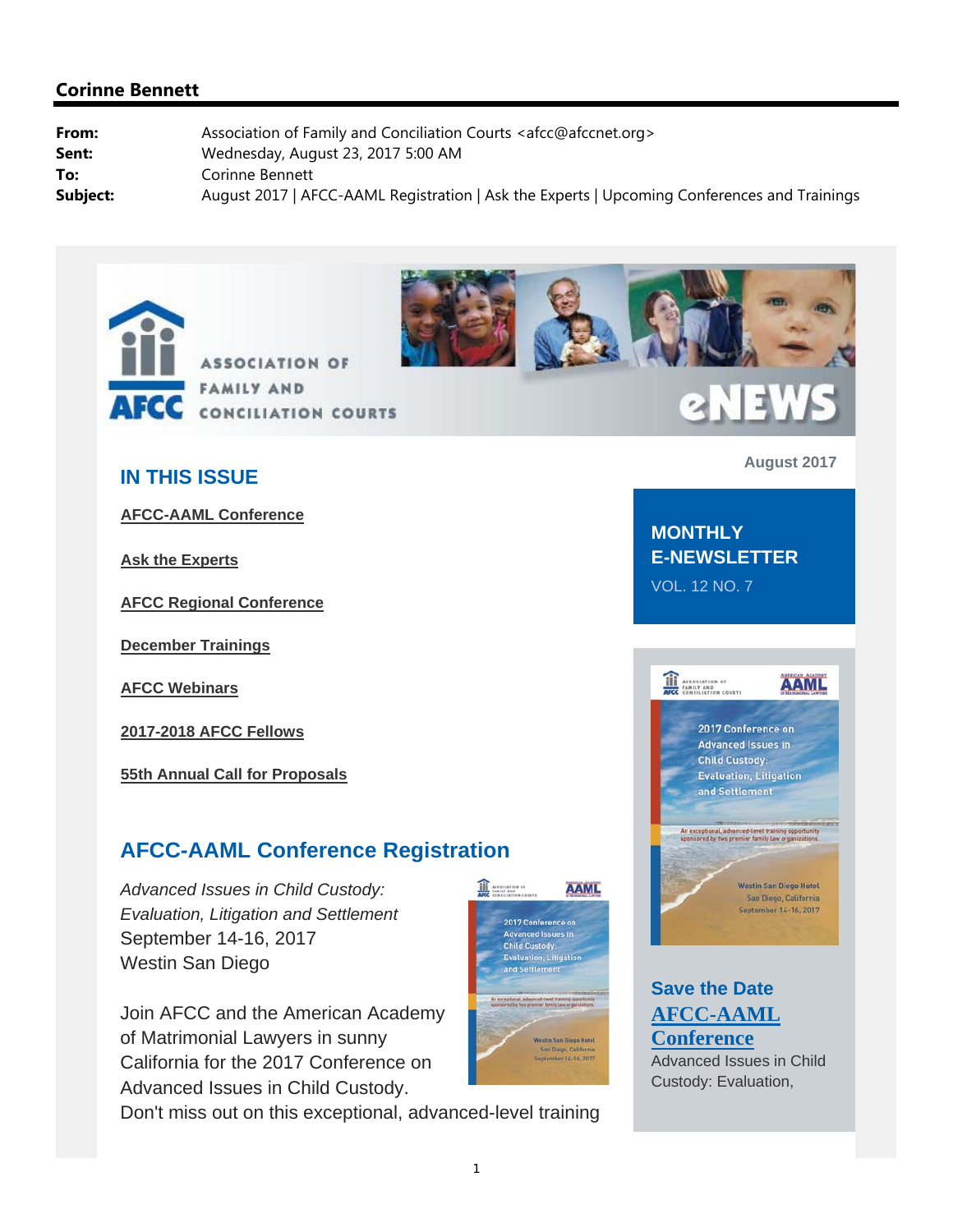**Corinne Bennett**

**From:** Association of Family and Conciliation Courts <afcc@afccnet.org>
**Sent:** Wednesday, August 23, 2017 5:00 AM
**To:** Corinne Bennett
**Subject:** August 2017 | AFCC-AAML Registration | Ask the Experts | Upcoming Conferences and Trainings

ASSOCIATION OF FAMILY AND CONCILIATION COURTS

AFCC

eNEWS

August 2017

## IN THIS ISSUE

**AFCC-AAML Conference**

**Ask the Experts**

**AFCC Regional Conference**

**December Trainings**

**AFCC Webinars**

**2017-2018 AFCC Fellows**

**55th Annual Call for Proposals**

**MONTHLY E-NEWSLETTER**

VOL. 12 NO. 7

## AFCC-AAML Conference Registration

*Advanced Issues in Child Custody: Evaluation, Litigation and Settlement*
September 14-16, 2017
Westin San Diego

Join AFCC and the American Academy of Matrimonial Lawyers in sunny California for the 2017 Conference on Advanced Issues in Child Custody. Don't miss out on this exceptional, advanced-level training

### Save the Date

### AFCC-AAML Conference

Advanced Issues in Child Custody: Evaluation,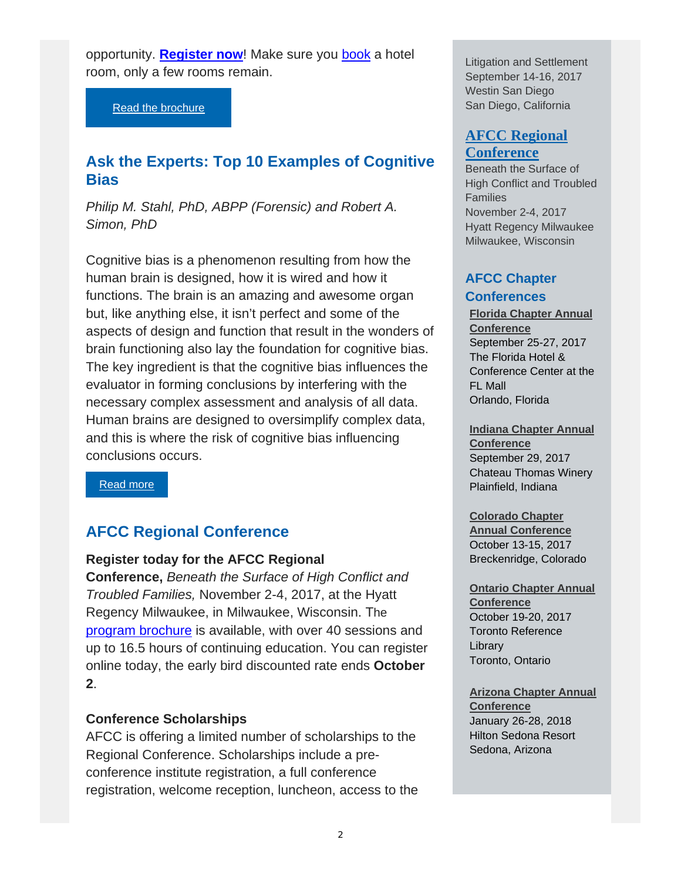opportunity. **Register now**! Make sure you book a hotel room, only a few rooms remain.

Read the brochure

## Ask the Experts: Top 10 Examples of Cognitive Bias

*Philip M. Stahl, PhD, ABPP (Forensic) and Robert A. Simon, PhD*

Cognitive bias is a phenomenon resulting from how the human brain is designed, how it is wired and how it functions. The brain is an amazing and awesome organ but, like anything else, it isn't perfect and some of the aspects of design and function that result in the wonders of brain functioning also lay the foundation for cognitive bias. The key ingredient is that the cognitive bias influences the evaluator in forming conclusions by interfering with the necessary complex assessment and analysis of all data. Human brains are designed to oversimplify complex data, and this is where the risk of cognitive bias influencing conclusions occurs.

Read more

## AFCC Regional Conference

**Register today for the AFCC Regional Conference,** *Beneath the Surface of High Conflict and Troubled Families,* November 2-4, 2017, at the Hyatt Regency Milwaukee, in Milwaukee, Wisconsin. The program brochure is available, with over 40 sessions and up to 16.5 hours of continuing education. You can register online today, the early bird discounted rate ends **October 2**.

**Conference Scholarships**
AFCC is offering a limited number of scholarships to the Regional Conference. Scholarships include a pre-conference institute registration, a full conference registration, welcome reception, luncheon, access to the

Litigation and Settlement
September 14-16, 2017
Westin San Diego
San Diego, California

### AFCC Regional Conference

Beneath the Surface of High Conflict and Troubled Families
November 2-4, 2017
Hyatt Regency Milwaukee
Milwaukee, Wisconsin

### AFCC Chapter Conferences

**Florida Chapter Annual Conference**
September 25-27, 2017
The Florida Hotel & Conference Center at the FL Mall
Orlando, Florida

**Indiana Chapter Annual Conference**
September 29, 2017
Chateau Thomas Winery
Plainfield, Indiana

**Colorado Chapter Annual Conference**
October 13-15, 2017
Breckenridge, Colorado

**Ontario Chapter Annual Conference**
October 19-20, 2017
Toronto Reference Library
Toronto, Ontario

**Arizona Chapter Annual Conference**
January 26-28, 2018
Hilton Sedona Resort
Sedona, Arizona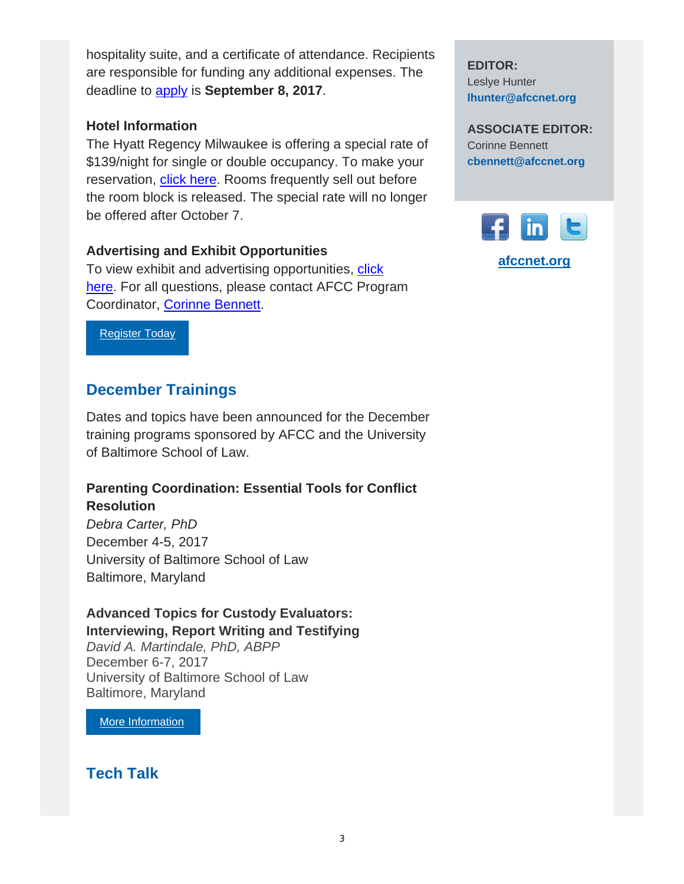hospitality suite, and a certificate of attendance. Recipients are responsible for funding any additional expenses. The deadline to apply is **September 8, 2017**.

**Hotel Information**

The Hyatt Regency Milwaukee is offering a special rate of $139/night for single or double occupancy. To make your reservation, click here. Rooms frequently sell out before the room block is released. The special rate will no longer be offered after October 7.

**Advertising and Exhibit Opportunities**

To view exhibit and advertising opportunities, click here. For all questions, please contact AFCC Program Coordinator, Corinne Bennett.

Register Today

## December Trainings

Dates and topics have been announced for the December training programs sponsored by AFCC and the University of Baltimore School of Law.

**Parenting Coordination: Essential Tools for Conflict Resolution**
*Debra Carter, PhD*
December 4-5, 2017
University of Baltimore School of Law
Baltimore, Maryland

**Advanced Topics for Custody Evaluators: Interviewing, Report Writing and Testifying**
*David A. Martindale, PhD, ABPP*
December 6-7, 2017
University of Baltimore School of Law
Baltimore, Maryland

More Information

## Tech Talk

**EDITOR:**
Leslye Hunter
**lhunter@afccnet.org**

**ASSOCIATE EDITOR:**
Corinne Bennett
**cbennett@afccnet.org**

**afccnet.org**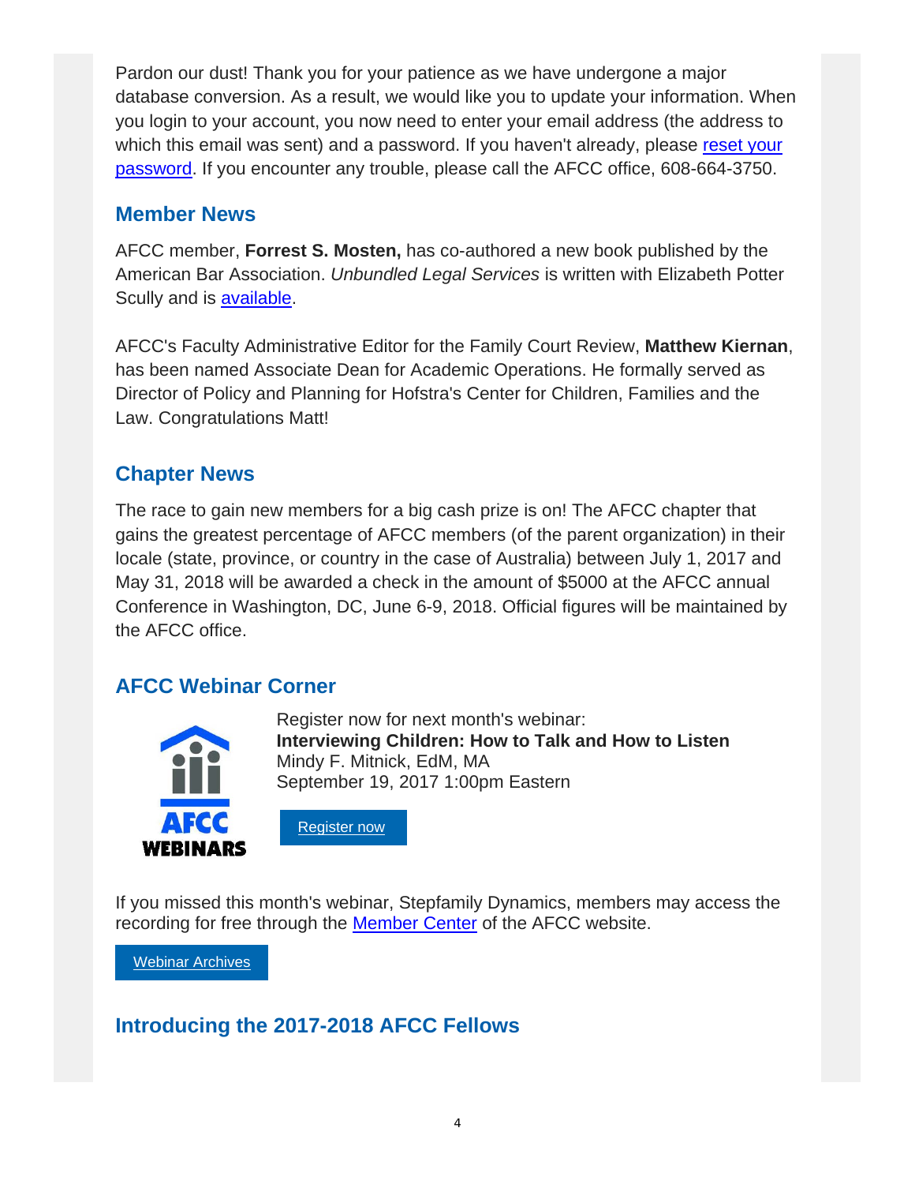Pardon our dust! Thank you for your patience as we have undergone a major database conversion. As a result, we would like you to update your information. When you login to your account, you now need to enter your email address (the address to which this email was sent) and a password. If you haven't already, please reset your password. If you encounter any trouble, please call the AFCC office, 608-664-3750.

## Member News

AFCC member, **Forrest S. Mosten,** has co-authored a new book published by the American Bar Association. *Unbundled Legal Services* is written with Elizabeth Potter Scully and is available.

AFCC's Faculty Administrative Editor for the Family Court Review, **Matthew Kiernan**, has been named Associate Dean for Academic Operations. He formally served as Director of Policy and Planning for Hofstra's Center for Children, Families and the Law. Congratulations Matt!

## Chapter News

The race to gain new members for a big cash prize is on! The AFCC chapter that gains the greatest percentage of AFCC members (of the parent organization) in their locale (state, province, or country in the case of Australia) between July 1, 2017 and May 31, 2018 will be awarded a check in the amount of $5000 at the AFCC annual Conference in Washington, DC, June 6-9, 2018. Official figures will be maintained by the AFCC office.

## AFCC Webinar Corner

AFCC WEBINARS

Register now for next month's webinar:
**Interviewing Children: How to Talk and How to Listen**
Mindy F. Mitnick, EdM, MA
September 19, 2017 1:00pm Eastern

Register now

If you missed this month's webinar, Stepfamily Dynamics, members may access the recording for free through the Member Center of the AFCC website.

Webinar Archives

## Introducing the 2017-2018 AFCC Fellows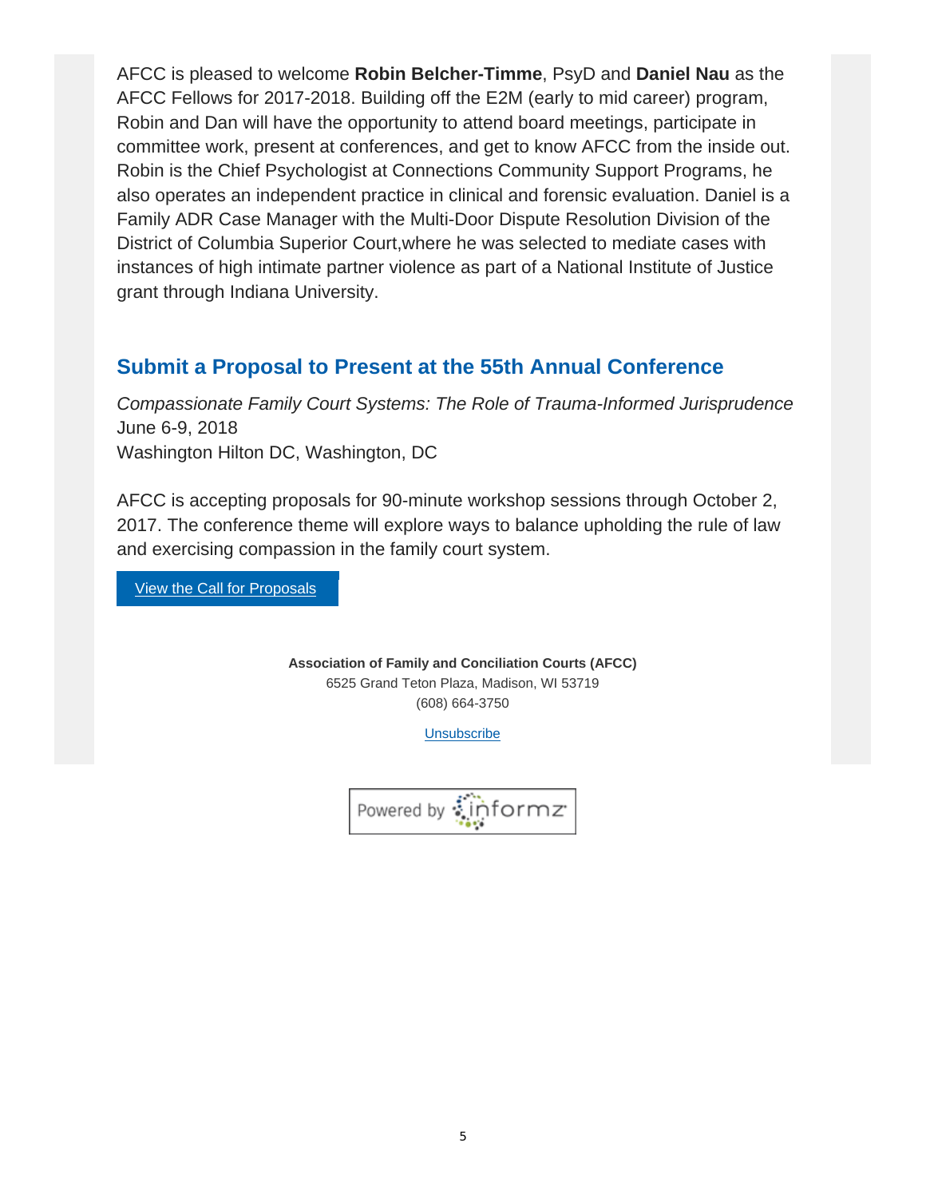AFCC is pleased to welcome **Robin Belcher-Timme**, PsyD and **Daniel Nau** as the AFCC Fellows for 2017-2018. Building off the E2M (early to mid career) program, Robin and Dan will have the opportunity to attend board meetings, participate in committee work, present at conferences, and get to know AFCC from the inside out. Robin is the Chief Psychologist at Connections Community Support Programs, he also operates an independent practice in clinical and forensic evaluation. Daniel is a Family ADR Case Manager with the Multi-Door Dispute Resolution Division of the District of Columbia Superior Court,where he was selected to mediate cases with instances of high intimate partner violence as part of a National Institute of Justice grant through Indiana University.

## Submit a Proposal to Present at the 55th Annual Conference

*Compassionate Family Court Systems: The Role of Trauma-Informed Jurisprudence*
June 6-9, 2018
Washington Hilton DC, Washington, DC

AFCC is accepting proposals for 90-minute workshop sessions through October 2, 2017. The conference theme will explore ways to balance upholding the rule of law and exercising compassion in the family court system.

View the Call for Proposals

**Association of Family and Conciliation Courts (AFCC)**
6525 Grand Teton Plaza, Madison, WI 53719
(608) 664-3750

Unsubscribe

Powered by informz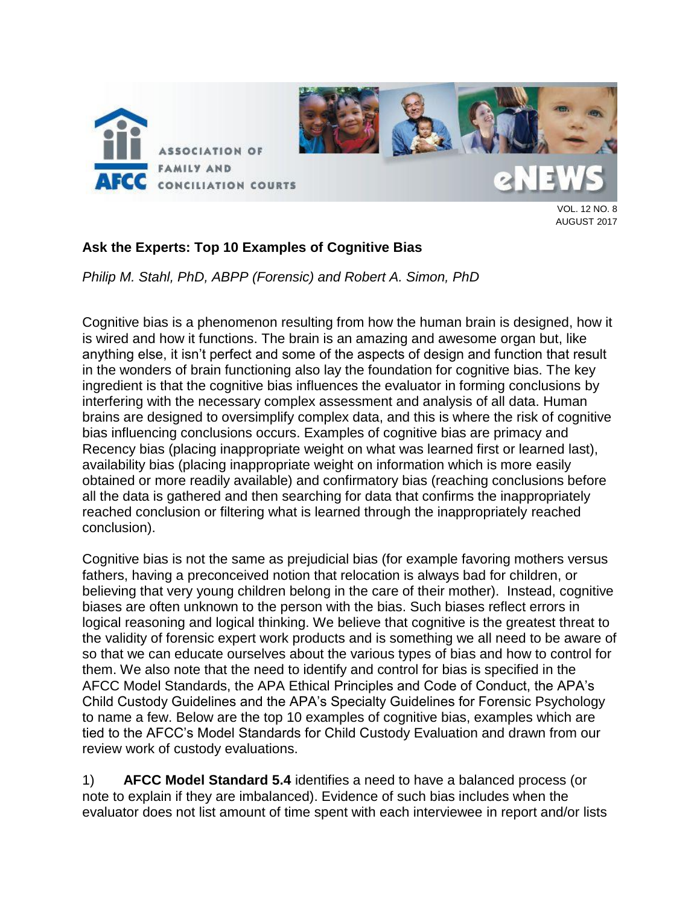VOL. 12 NO. 8
AUGUST 2017

## Ask the Experts: Top 10 Examples of Cognitive Bias

*Philip M. Stahl, PhD, ABPP (Forensic) and Robert A. Simon, PhD*

Cognitive bias is a phenomenon resulting from how the human brain is designed, how it is wired and how it functions. The brain is an amazing and awesome organ but, like anything else, it isn't perfect and some of the aspects of design and function that result in the wonders of brain functioning also lay the foundation for cognitive bias. The key ingredient is that the cognitive bias influences the evaluator in forming conclusions by interfering with the necessary complex assessment and analysis of all data. Human brains are designed to oversimplify complex data, and this is where the risk of cognitive bias influencing conclusions occurs. Examples of cognitive bias are primacy and Recency bias (placing inappropriate weight on what was learned first or learned last), availability bias (placing inappropriate weight on information which is more easily obtained or more readily available) and confirmatory bias (reaching conclusions before all the data is gathered and then searching for data that confirms the inappropriately reached conclusion or filtering what is learned through the inappropriately reached conclusion).

Cognitive bias is not the same as prejudicial bias (for example favoring mothers versus fathers, having a preconceived notion that relocation is always bad for children, or believing that very young children belong in the care of their mother). Instead, cognitive biases are often unknown to the person with the bias. Such biases reflect errors in logical reasoning and logical thinking. We believe that cognitive is the greatest threat to the validity of forensic expert work products and is something we all need to be aware of so that we can educate ourselves about the various types of bias and how to control for them. We also note that the need to identify and control for bias is specified in the AFCC Model Standards, the APA Ethical Principles and Code of Conduct, the APA's Child Custody Guidelines and the APA's Specialty Guidelines for Forensic Psychology to name a few. Below are the top 10 examples of cognitive bias, examples which are tied to the AFCC's Model Standards for Child Custody Evaluation and drawn from our review work of custody evaluations.

1) **AFCC Model Standard 5.4** identifies a need to have a balanced process (or note to explain if they are imbalanced). Evidence of such bias includes when the evaluator does not list amount of time spent with each interviewee in report and/or lists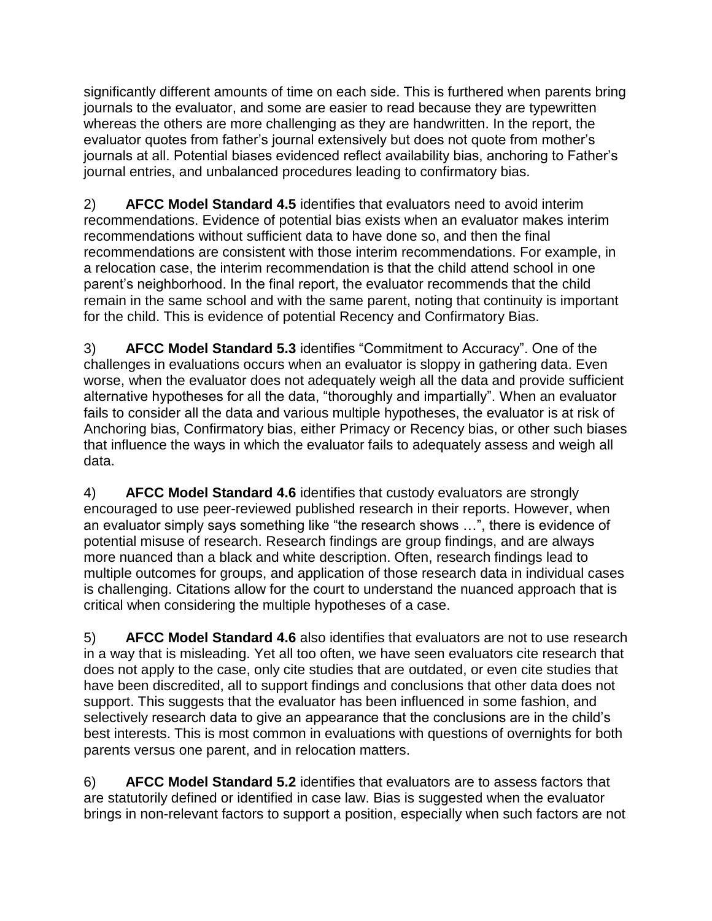significantly different amounts of time on each side. This is furthered when parents bring journals to the evaluator, and some are easier to read because they are typewritten whereas the others are more challenging as they are handwritten. In the report, the evaluator quotes from father's journal extensively but does not quote from mother's journals at all. Potential biases evidenced reflect availability bias, anchoring to Father's journal entries, and unbalanced procedures leading to confirmatory bias.

2) **AFCC Model Standard 4.5** identifies that evaluators need to avoid interim recommendations. Evidence of potential bias exists when an evaluator makes interim recommendations without sufficient data to have done so, and then the final recommendations are consistent with those interim recommendations. For example, in a relocation case, the interim recommendation is that the child attend school in one parent's neighborhood. In the final report, the evaluator recommends that the child remain in the same school and with the same parent, noting that continuity is important for the child. This is evidence of potential Recency and Confirmatory Bias.

3) **AFCC Model Standard 5.3** identifies "Commitment to Accuracy". One of the challenges in evaluations occurs when an evaluator is sloppy in gathering data. Even worse, when the evaluator does not adequately weigh all the data and provide sufficient alternative hypotheses for all the data, "thoroughly and impartially". When an evaluator fails to consider all the data and various multiple hypotheses, the evaluator is at risk of Anchoring bias, Confirmatory bias, either Primacy or Recency bias, or other such biases that influence the ways in which the evaluator fails to adequately assess and weigh all data.

4) **AFCC Model Standard 4.6** identifies that custody evaluators are strongly encouraged to use peer-reviewed published research in their reports. However, when an evaluator simply says something like "the research shows …", there is evidence of potential misuse of research. Research findings are group findings, and are always more nuanced than a black and white description. Often, research findings lead to multiple outcomes for groups, and application of those research data in individual cases is challenging. Citations allow for the court to understand the nuanced approach that is critical when considering the multiple hypotheses of a case.

5) **AFCC Model Standard 4.6** also identifies that evaluators are not to use research in a way that is misleading. Yet all too often, we have seen evaluators cite research that does not apply to the case, only cite studies that are outdated, or even cite studies that have been discredited, all to support findings and conclusions that other data does not support. This suggests that the evaluator has been influenced in some fashion, and selectively research data to give an appearance that the conclusions are in the child's best interests. This is most common in evaluations with questions of overnights for both parents versus one parent, and in relocation matters.

6) **AFCC Model Standard 5.2** identifies that evaluators are to assess factors that are statutorily defined or identified in case law. Bias is suggested when the evaluator brings in non-relevant factors to support a position, especially when such factors are not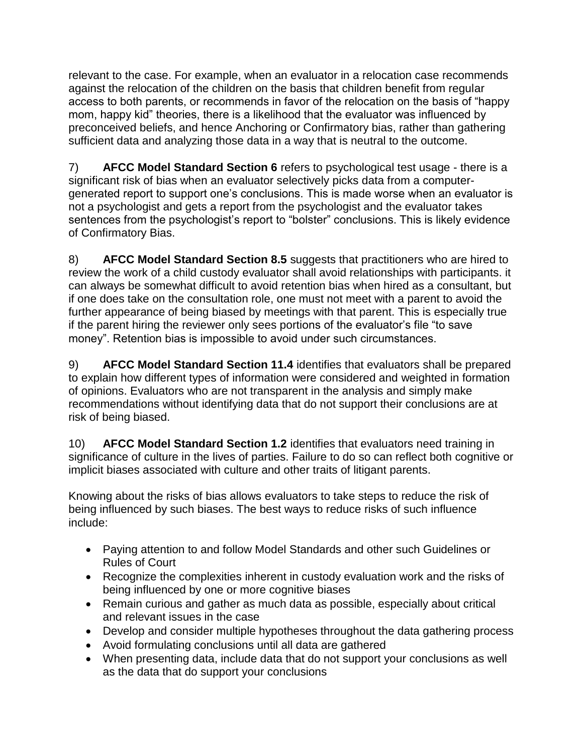relevant to the case. For example, when an evaluator in a relocation case recommends against the relocation of the children on the basis that children benefit from regular access to both parents, or recommends in favor of the relocation on the basis of "happy mom, happy kid" theories, there is a likelihood that the evaluator was influenced by preconceived beliefs, and hence Anchoring or Confirmatory bias, rather than gathering sufficient data and analyzing those data in a way that is neutral to the outcome.

7) **AFCC Model Standard Section 6** refers to psychological test usage - there is a significant risk of bias when an evaluator selectively picks data from a computer-generated report to support one's conclusions. This is made worse when an evaluator is not a psychologist and gets a report from the psychologist and the evaluator takes sentences from the psychologist's report to "bolster" conclusions. This is likely evidence of Confirmatory Bias.

8) **AFCC Model Standard Section 8.5** suggests that practitioners who are hired to review the work of a child custody evaluator shall avoid relationships with participants. it can always be somewhat difficult to avoid retention bias when hired as a consultant, but if one does take on the consultation role, one must not meet with a parent to avoid the further appearance of being biased by meetings with that parent. This is especially true if the parent hiring the reviewer only sees portions of the evaluator's file "to save money". Retention bias is impossible to avoid under such circumstances.

9) **AFCC Model Standard Section 11.4** identifies that evaluators shall be prepared to explain how different types of information were considered and weighted in formation of opinions. Evaluators who are not transparent in the analysis and simply make recommendations without identifying data that do not support their conclusions are at risk of being biased.

10) **AFCC Model Standard Section 1.2** identifies that evaluators need training in significance of culture in the lives of parties. Failure to do so can reflect both cognitive or implicit biases associated with culture and other traits of litigant parents.

Knowing about the risks of bias allows evaluators to take steps to reduce the risk of being influenced by such biases. The best ways to reduce risks of such influence include:

- Paying attention to and follow Model Standards and other such Guidelines or Rules of Court
- Recognize the complexities inherent in custody evaluation work and the risks of being influenced by one or more cognitive biases
- Remain curious and gather as much data as possible, especially about critical and relevant issues in the case
- Develop and consider multiple hypotheses throughout the data gathering process
- Avoid formulating conclusions until all data are gathered
- When presenting data, include data that do not support your conclusions as well as the data that do support your conclusions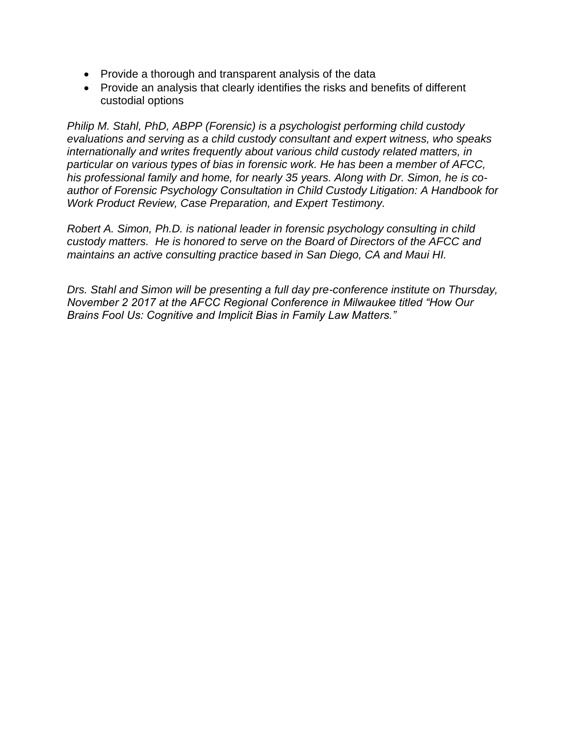- Provide a thorough and transparent analysis of the data
- Provide an analysis that clearly identifies the risks and benefits of different custodial options

*Philip M. Stahl, PhD, ABPP (Forensic) is a psychologist performing child custody evaluations and serving as a child custody consultant and expert witness, who speaks internationally and writes frequently about various child custody related matters, in particular on various types of bias in forensic work. He has been a member of AFCC, his professional family and home, for nearly 35 years. Along with Dr. Simon, he is co-author of Forensic Psychology Consultation in Child Custody Litigation: A Handbook for Work Product Review, Case Preparation, and Expert Testimony.*

*Robert A. Simon, Ph.D. is national leader in forensic psychology consulting in child custody matters. He is honored to serve on the Board of Directors of the AFCC and maintains an active consulting practice based in San Diego, CA and Maui HI.*

*Drs. Stahl and Simon will be presenting a full day pre-conference institute on Thursday, November 2 2017 at the AFCC Regional Conference in Milwaukee titled "How Our Brains Fool Us: Cognitive and Implicit Bias in Family Law Matters."*